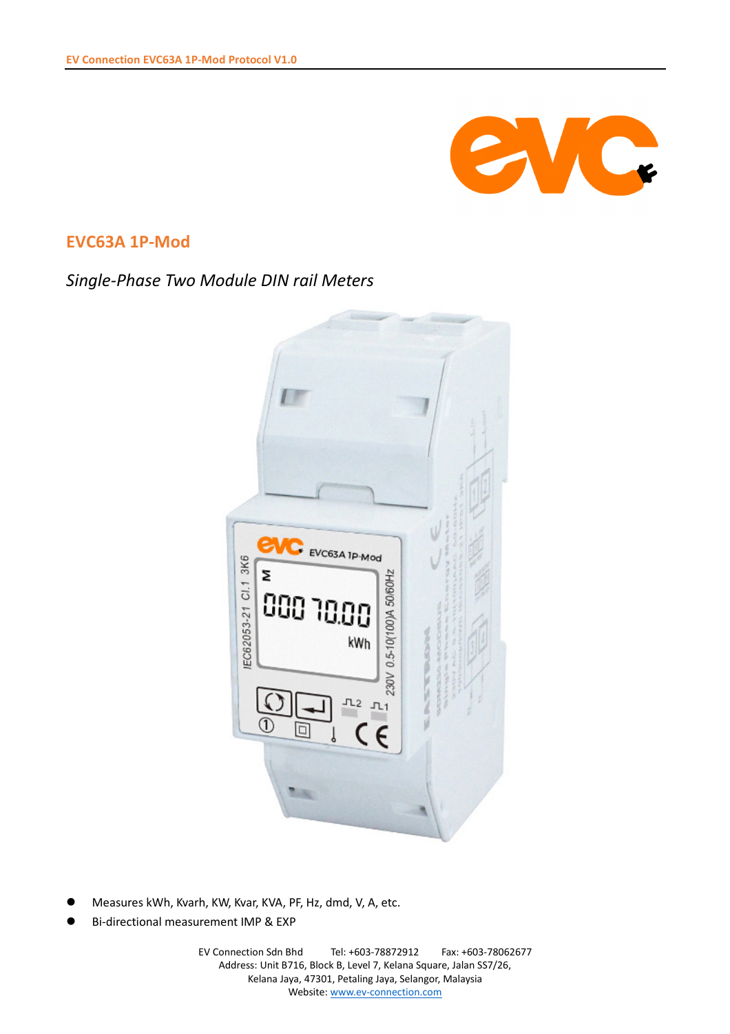# EVC63A 1P-Mod

*Single-Phase Two Module DIN rail Meters*

- Measures kWh, Kvarh, KW, Kvar, KVA, PF, Hz, dmd, V, A, etc.
- Bi-directional measurement IMP & EXP

EV Connection Sdn Bhd Tel: +603-78872912 Fax: +603-78062677
Address: Unit B716, Block B, Level 7, Kelana Square, Jalan SS7/26,
Kelana Jaya, 47301, Petaling Jaya, Selangor, Malaysia
Website: www.ev-connection.com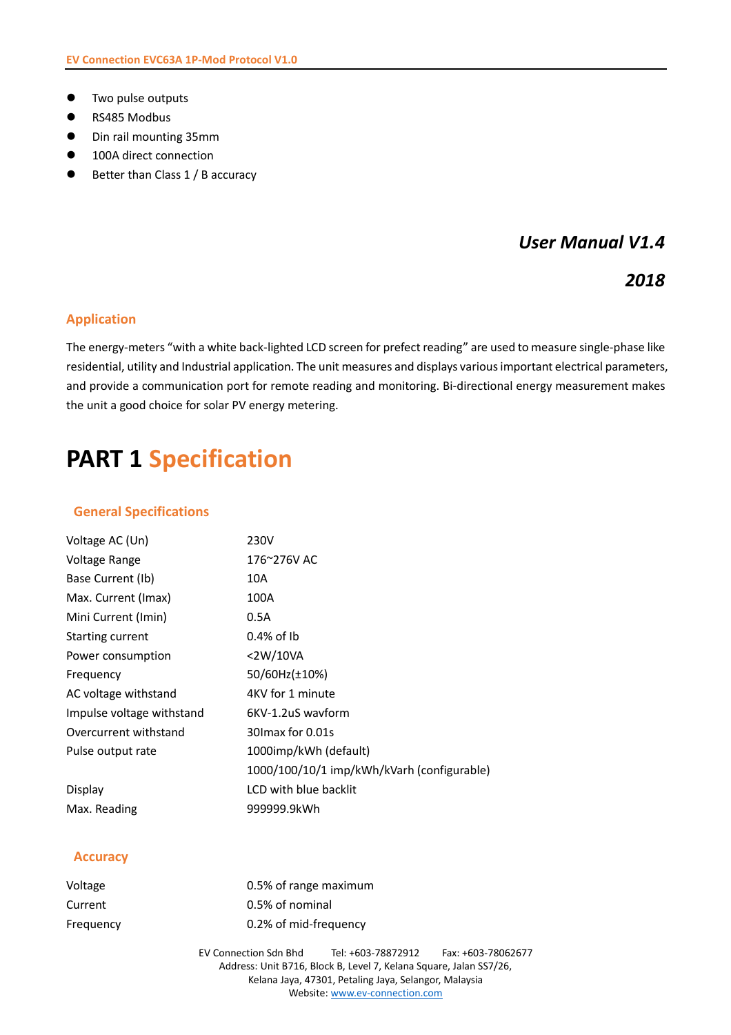- Two pulse outputs
- RS485 Modbus
- Din rail mounting 35mm
- 100A direct connection
- Better than Class 1 / B accuracy

***User Manual V1.4***

***2018***

## Application

The energy-meters "with a white back-lighted LCD screen for prefect reading" are used to measure single-phase like residential, utility and Industrial application. The unit measures and displays various important electrical parameters, and provide a communication port for remote reading and monitoring. Bi-directional energy measurement makes the unit a good choice for solar PV energy metering.

# PART 1 Specification

## General Specifications

| | |
|---|---|
| Voltage AC (Un) | 230V |
| Voltage Range | 176~276V AC |
| Base Current (Ib) | 10A |
| Max. Current (Imax) | 100A |
| Mini Current (Imin) | 0.5A |
| Starting current | 0.4% of Ib |
| Power consumption | <2W/10VA |
| Frequency | 50/60Hz(±10%) |
| AC voltage withstand | 4KV for 1 minute |
| Impulse voltage withstand | 6KV-1.2uS wavform |
| Overcurrent withstand | 30Imax for 0.01s |
| Pulse output rate | 1000imp/kWh (default)<br>1000/100/10/1 imp/kWh/kVarh (configurable) |
| Display | LCD with blue backlit |
| Max. Reading | 999999.9kWh |

## Accuracy

| | |
|---|---|
| Voltage | 0.5% of range maximum |
| Current | 0.5% of nominal |
| Frequency | 0.2% of mid-frequency |

EV Connection Sdn Bhd Tel: +603-78872912 Fax: +603-78062677
Address: Unit B716, Block B, Level 7, Kelana Square, Jalan SS7/26,
Kelana Jaya, 47301, Petaling Jaya, Selangor, Malaysia
Website: www.ev-connection.com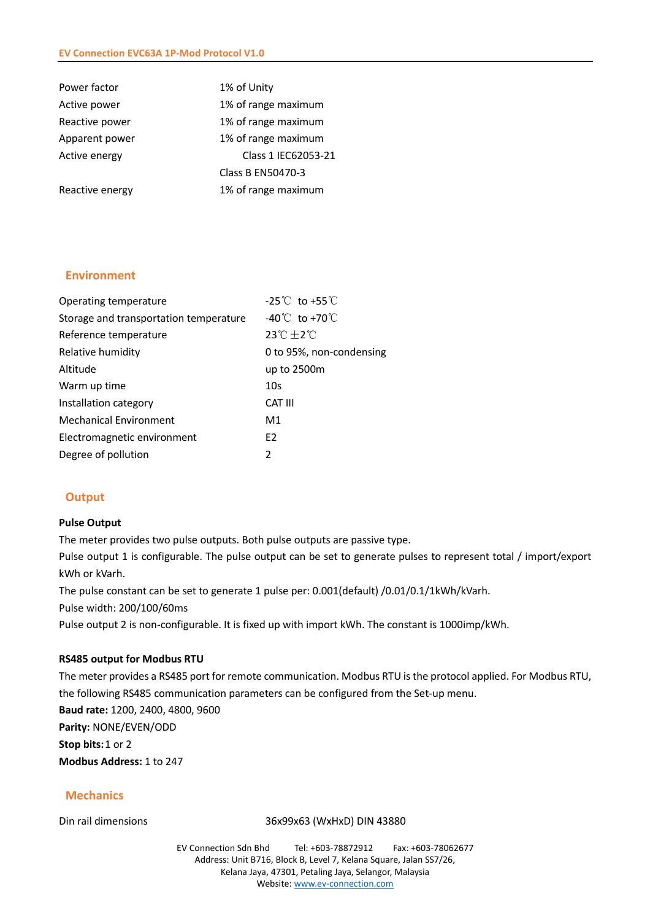| | |
|---|---|
| Power factor | 1% of Unity |
| Active power | 1% of range maximum |
| Reactive power | 1% of range maximum |
| Apparent power | 1% of range maximum |
| Active energy | Class 1 IEC62053-21 |
| | Class B EN50470-3 |
| Reactive energy | 1% of range maximum |

## Environment

| | |
|---|---|
| Operating temperature | -25℃ to +55℃ |
| Storage and transportation temperature | -40℃ to +70℃ |
| Reference temperature | 23℃ ±2℃ |
| Relative humidity | 0 to 95%, non-condensing |
| Altitude | up to 2500m |
| Warm up time | 10s |
| Installation category | CAT III |
| Mechanical Environment | M1 |
| Electromagnetic environment | E2 |
| Degree of pollution | 2 |

## Output

**Pulse Output**

The meter provides two pulse outputs. Both pulse outputs are passive type.

Pulse output 1 is configurable. The pulse output can be set to generate pulses to represent total / import/export kWh or kVarh.

The pulse constant can be set to generate 1 pulse per: 0.001(default) /0.01/0.1/1kWh/kVarh.

Pulse width: 200/100/60ms

Pulse output 2 is non-configurable. It is fixed up with import kWh. The constant is 1000imp/kWh.

**RS485 output for Modbus RTU**

The meter provides a RS485 port for remote communication. Modbus RTU is the protocol applied. For Modbus RTU, the following RS485 communication parameters can be configured from the Set-up menu.

**Baud rate:** 1200, 2400, 4800, 9600

**Parity:** NONE/EVEN/ODD

**Stop bits:** 1 or 2

**Modbus Address:** 1 to 247

## Mechanics

| | |
|---|---|
| Din rail dimensions | 36x99x63 (WxHxD) DIN 43880 |

EV Connection Sdn Bhd Tel: +603-78872912 Fax: +603-78062677
Address: Unit B716, Block B, Level 7, Kelana Square, Jalan SS7/26,
Kelana Jaya, 47301, Petaling Jaya, Selangor, Malaysia
Website: www.ev-connection.com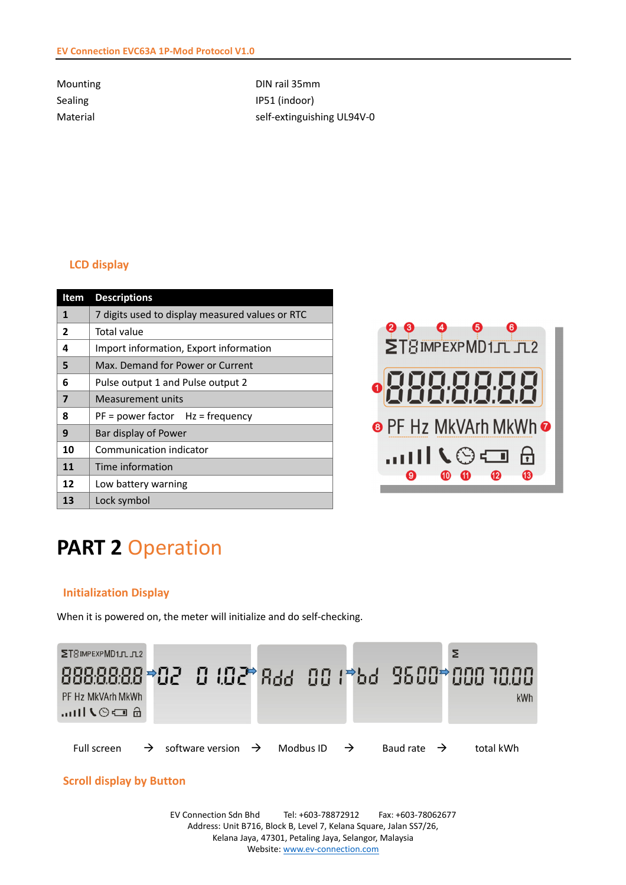| | |
|---|---|
| Mounting | DIN rail 35mm |
| Sealing | IP51 (indoor) |
| Material | self-extinguishing UL94V-0 |

## LCD display

| Item | Descriptions |
|---|---|
| 1 | 7 digits used to display measured values or RTC |
| 2 | Total value |
| 4 | Import information, Export information |
| 5 | Max. Demand for Power or Current |
| 6 | Pulse output 1 and Pulse output 2 |
| 7 | Measurement units |
| 8 | PF = power factor    Hz = frequency |
| 9 | Bar display of Power |
| 10 | Communication indicator |
| 11 | Time information |
| 12 | Low battery warning |
| 13 | Lock symbol |

# PART 2 Operation

## Initialization Display

When it is powered on, the meter will initialize and do self-checking.

Full screen → software version → Modbus ID → Baud rate → total kWh

## Scroll display by Button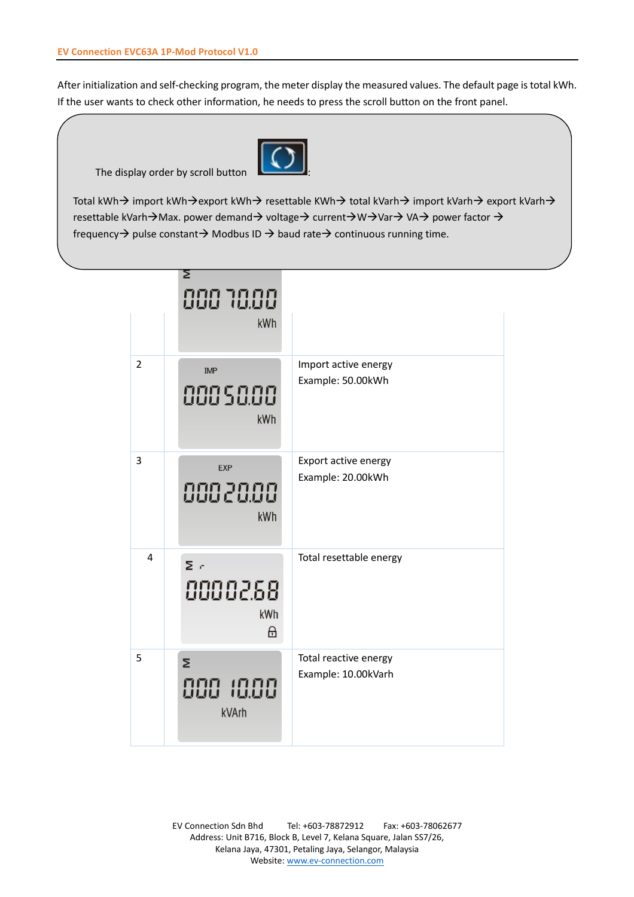After initialization and self-checking program, the meter display the measured values. The default page is total kWh. If the user wants to check other information, he needs to press the scroll button on the front panel.

The display order by scroll button :

Total kWh→ import kWh→export kWh→ resettable KWh→ total kVarh→ import kVarh→ export kVarh→ resettable kVarh→Max. power demand→ voltage→ current→W→Var→ VA→ power factor → frequency→ pulse constant→ Modbus ID → baud rate→ continuous running time.

| | | |
|---|---|---|
| | Σ 00070.00 kWh | |
| 2 | IMP 00050.00 kWh | Import active energy<br>Example: 50.00kWh |
| 3 | EXP 00020.00 kWh | Export active energy<br>Example: 20.00kWh |
| 4 | Σ r 0000268 kWh | Total resettable energy |
| 5 | Σ 000 10.00 kVArh | Total reactive energy<br>Example: 10.00kVarh |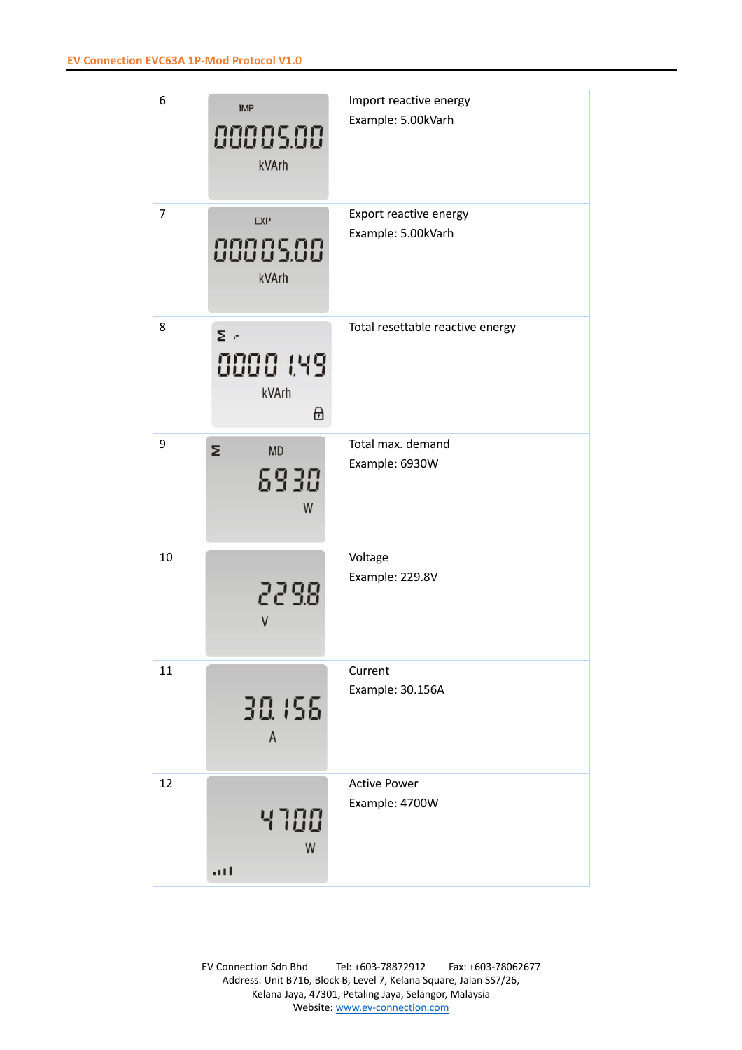| | | |
|---|---|---|
| 6 | IMP 0000 5.00 kVArh | Import reactive energy<br>Example: 5.00kVarh |
| 7 | EXP 0000 5.00 kVArh | Export reactive energy<br>Example: 5.00kVarh |
| 8 | Σ r 0000 1.49 kVArh | Total resettable reactive energy |
| 9 | Σ MD 6930 W | Total max. demand<br>Example: 6930W |
| 10 | 229.8 V | Voltage<br>Example: 229.8V |
| 11 | 30.156 A | Current<br>Example: 30.156A |
| 12 | 4700 W | Active Power<br>Example: 4700W |

EV Connection Sdn Bhd Tel: +603-78872912 Fax: +603-78062677
Address: Unit B716, Block B, Level 7, Kelana Square, Jalan SS7/26,
Kelana Jaya, 47301, Petaling Jaya, Selangor, Malaysia
Website: www.ev-connection.com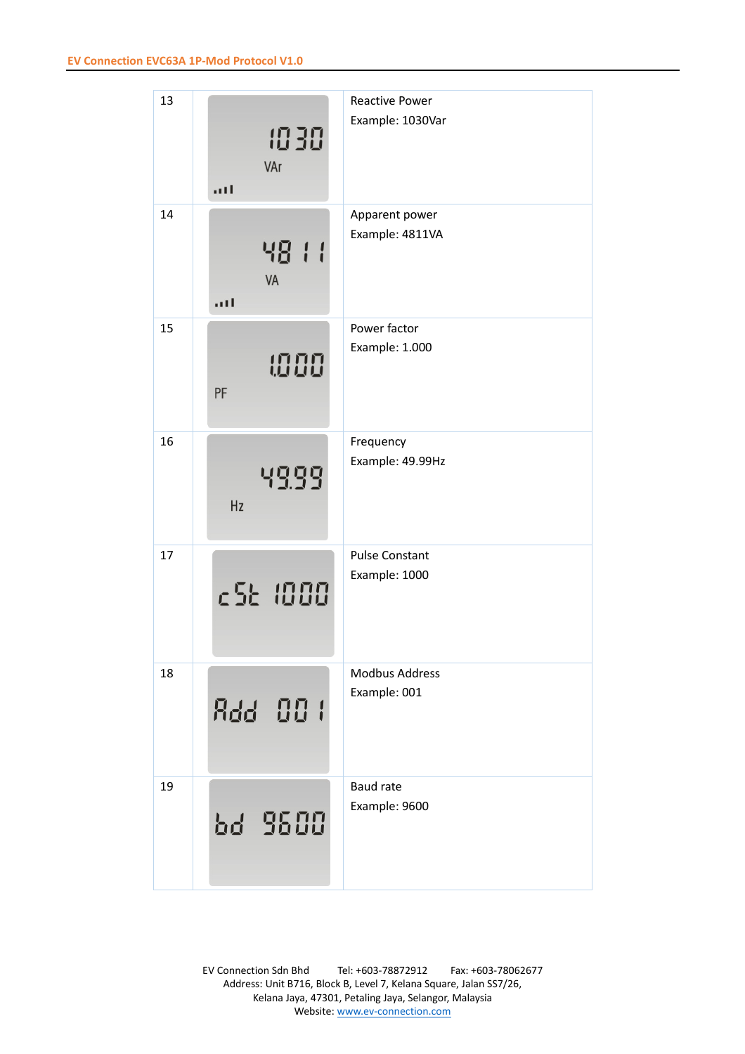| | | |
|---|---|---|
| 13 | 1030 VAr | Reactive Power<br>Example: 1030Var |
| 14 | 4811 VA | Apparent power<br>Example: 4811VA |
| 15 | 1.000 PF | Power factor<br>Example: 1.000 |
| 16 | 49.99 Hz | Frequency<br>Example: 49.99Hz |
| 17 | cSt 1000 | Pulse Constant<br>Example: 1000 |
| 18 | Add 001 | Modbus Address<br>Example: 001 |
| 19 | bd 9600 | Baud rate<br>Example: 9600 |

EV Connection Sdn Bhd Tel: +603-78872912 Fax: +603-78062677
Address: Unit B716, Block B, Level 7, Kelana Square, Jalan SS7/26,
Kelana Jaya, 47301, Petaling Jaya, Selangor, Malaysia
Website: www.ev-connection.com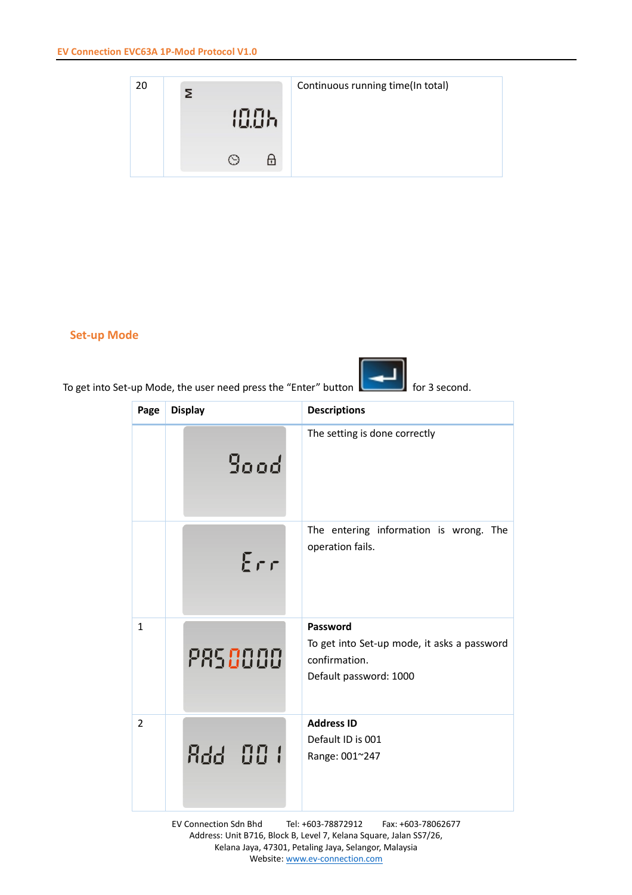| | | |
|---|---|---|
| 20 | Σ 10.0h | Continuous running time(In total) |

## Set-up Mode

To get into Set-up Mode, the user need press the "Enter" button for 3 second.

| Page | Display | Descriptions |
|---|---|---|
| | Good | The setting is done correctly |
| | Err | The entering information is wrong. The operation fails. |
| 1 | PAS0000 | **Password**<br>To get into Set-up mode, it asks a password confirmation.<br>Default password: 1000 |
| 2 | Add 001 | **Address ID**<br>Default ID is 001<br>Range: 001~247 |

EV Connection Sdn Bhd Tel: +603-78872912 Fax: +603-78062677
Address: Unit B716, Block B, Level 7, Kelana Square, Jalan SS7/26,
Kelana Jaya, 47301, Petaling Jaya, Selangor, Malaysia
Website: www.ev-connection.com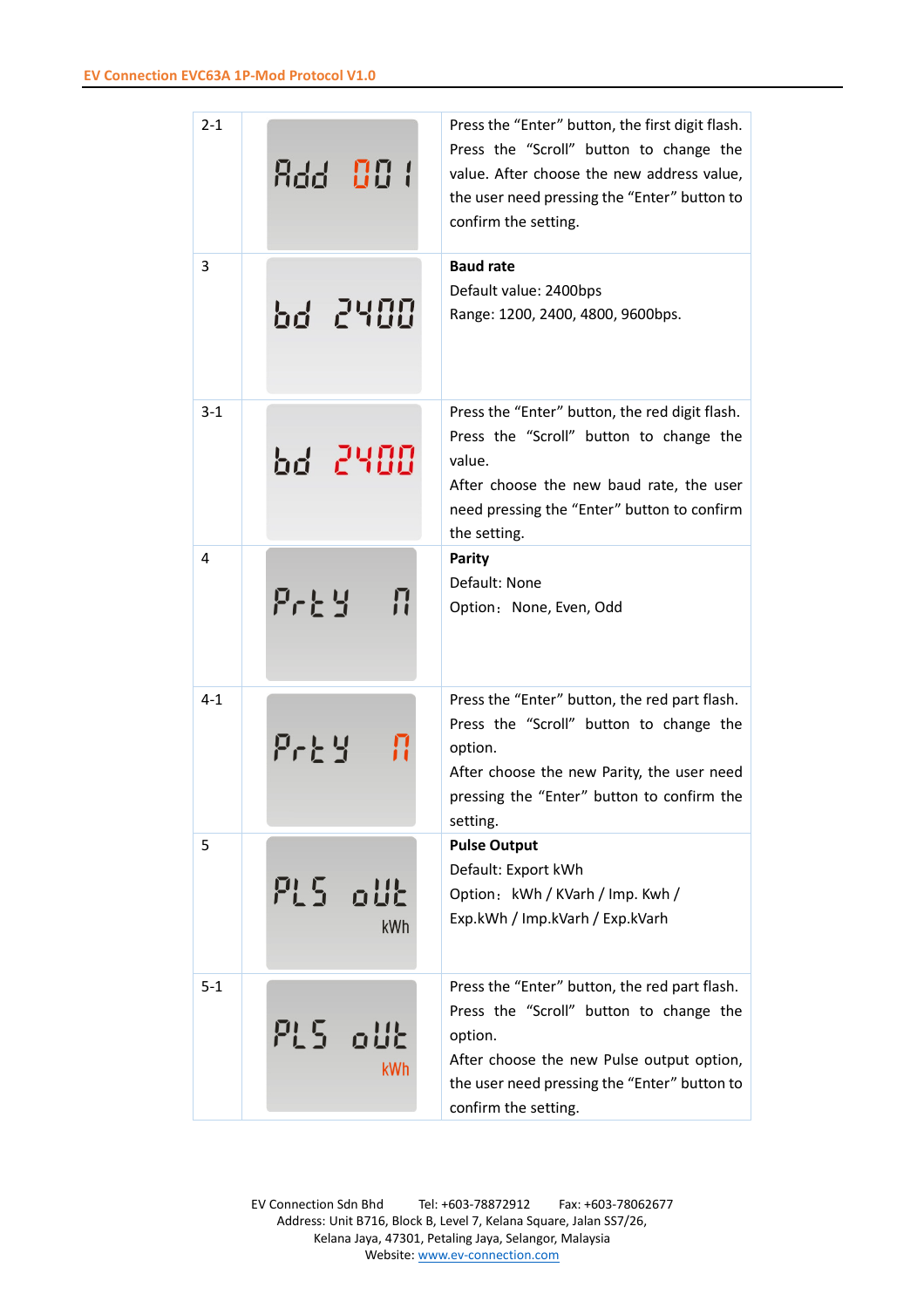| | | |
|---|---|---|
| 2-1 | Add 001 | Press the "Enter" button, the first digit flash. Press the "Scroll" button to change the value. After choose the new address value, the user need pressing the "Enter" button to confirm the setting. |
| 3 | bd 2400 | **Baud rate**<br>Default value: 2400bps<br>Range: 1200, 2400, 4800, 9600bps. |
| 3-1 | bd 2400 | Press the "Enter" button, the red digit flash. Press the "Scroll" button to change the value.<br>After choose the new baud rate, the user need pressing the "Enter" button to confirm the setting. |
| 4 | Prty n | **Parity**<br>Default: None<br>Option：None, Even, Odd |
| 4-1 | Prty n | Press the "Enter" button, the red part flash. Press the "Scroll" button to change the option.<br>After choose the new Parity, the user need pressing the "Enter" button to confirm the setting. |
| 5 | PLS oUt kWh | **Pulse Output**<br>Default: Export kWh<br>Option：kWh / KVarh / Imp. Kwh / Exp.kWh / Imp.kVarh / Exp.kVarh |
| 5-1 | PLS oUt kWh | Press the "Enter" button, the red part flash. Press the "Scroll" button to change the option.<br>After choose the new Pulse output option, the user need pressing the "Enter" button to confirm the setting. |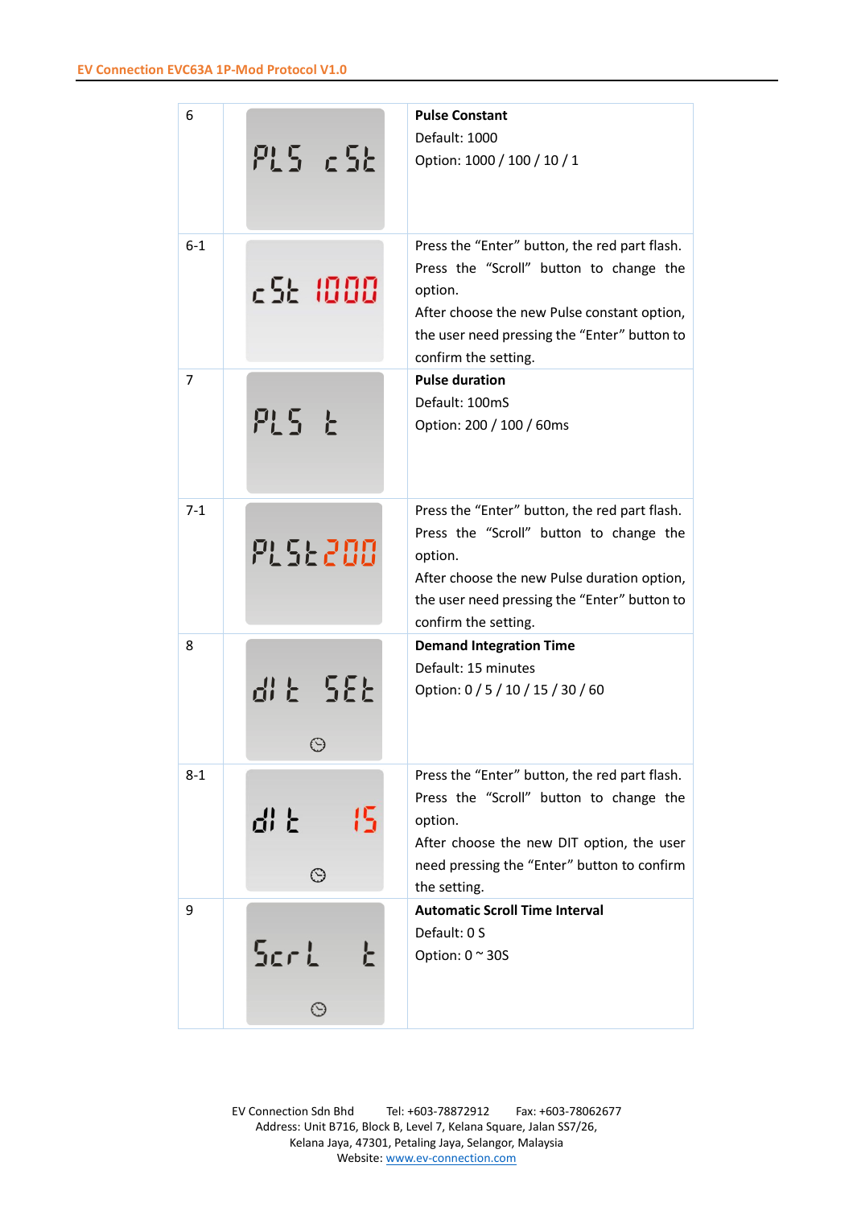| | | |
|---|---|---|
| 6 | PLS cSt | **Pulse Constant**<br>Default: 1000<br>Option: 1000 / 100 / 10 / 1 |
| 6-1 | cSt 1000 | Press the "Enter" button, the red part flash. Press the "Scroll" button to change the option.<br>After choose the new Pulse constant option, the user need pressing the "Enter" button to confirm the setting. |
| 7 | PLS t | **Pulse duration**<br>Default: 100mS<br>Option: 200 / 100 / 60ms |
| 7-1 | PLSt200 | Press the "Enter" button, the red part flash. Press the "Scroll" button to change the option.<br>After choose the new Pulse duration option, the user need pressing the "Enter" button to confirm the setting. |
| 8 | dit SEt | **Demand Integration Time**<br>Default: 15 minutes<br>Option: 0 / 5 / 10 / 15 / 30 / 60 |
| 8-1 | dit 15 | Press the "Enter" button, the red part flash. Press the "Scroll" button to change the option.<br>After choose the new DIT option, the user need pressing the "Enter" button to confirm the setting. |
| 9 | Scrl t | **Automatic Scroll Time Interval**<br>Default: 0 S<br>Option: 0 ~ 30S |

EV Connection Sdn Bhd Tel: +603-78872912 Fax: +603-78062677
Address: Unit B716, Block B, Level 7, Kelana Square, Jalan SS7/26,
Kelana Jaya, 47301, Petaling Jaya, Selangor, Malaysia
Website: www.ev-connection.com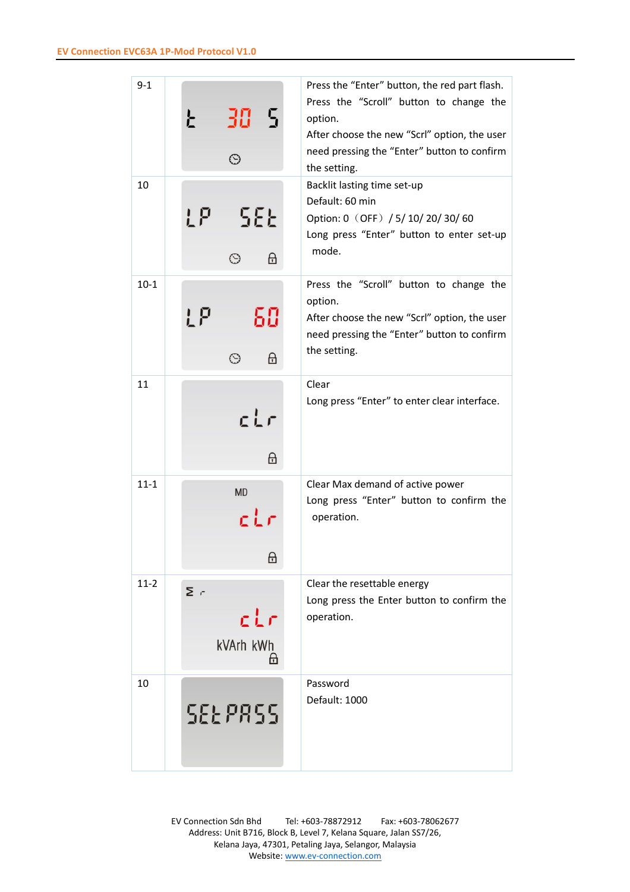| | | |
|---|---|---|
| 9-1 | t 30 S | Press the "Enter" button, the red part flash. Press the "Scroll" button to change the option. After choose the new "Scrl" option, the user need pressing the "Enter" button to confirm the setting. |
| 10 | LP SEt | Backlit lasting time set-up<br>Default: 60 min<br>Option: 0（OFF）/ 5/ 10/ 20/ 30/ 60<br>Long press "Enter" button to enter set-up mode. |
| 10-1 | LP 60 | Press the "Scroll" button to change the option. After choose the new "Scrl" option, the user need pressing the "Enter" button to confirm the setting. |
| 11 | cLr | Clear<br>Long press "Enter" to enter clear interface. |
| 11-1 | MD cLr | Clear Max demand of active power<br>Long press "Enter" button to confirm the operation. |
| 11-2 | Σ r cLr kVArh kWh | Clear the resettable energy<br>Long press the Enter button to confirm the operation. |
| 10 | SEt PASS | Password<br>Default: 1000 |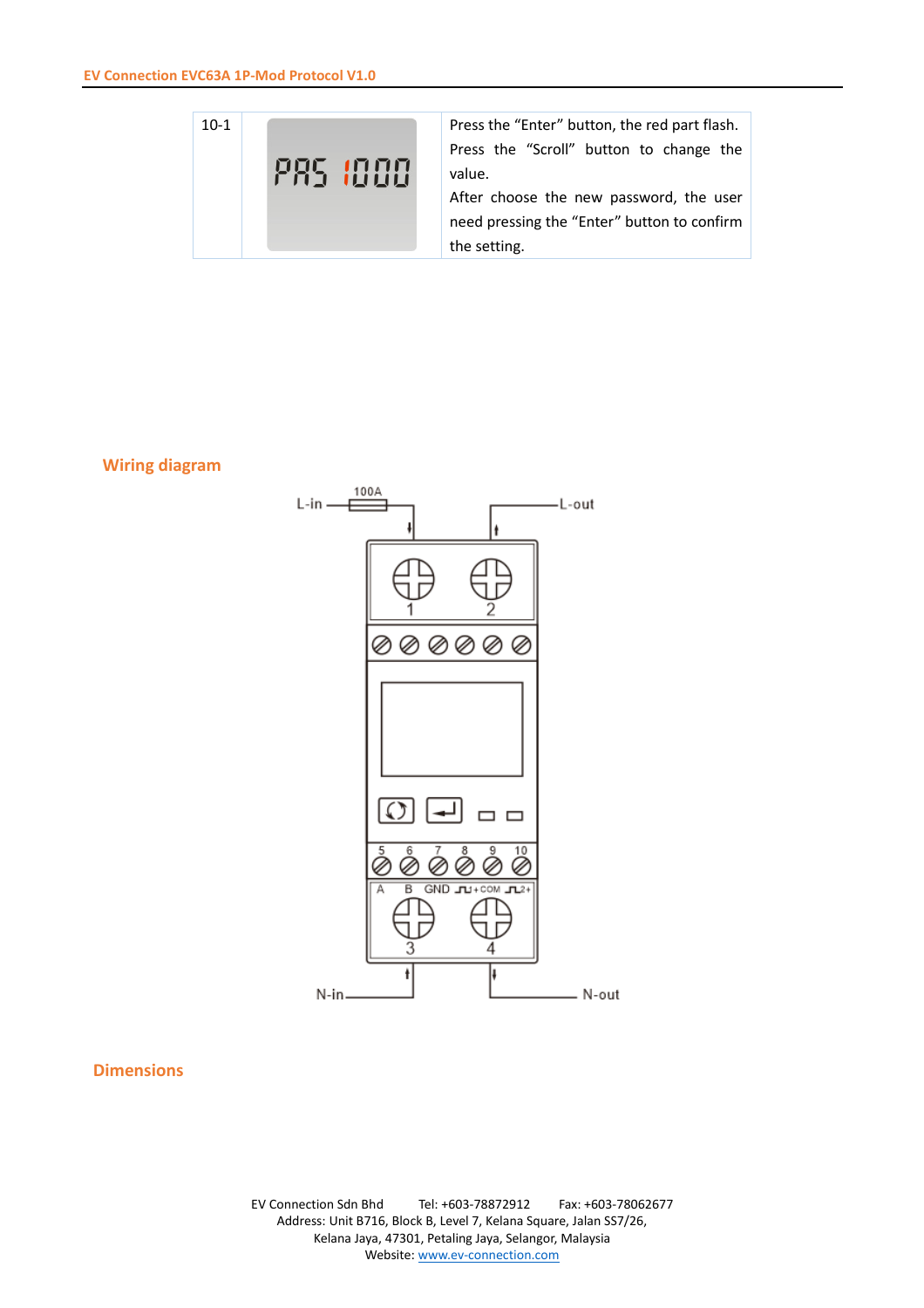| | | |
|---|---|---|
| 10-1 | PAS 1000 | Press the “Enter” button, the red part flash. Press the “Scroll” button to change the value. After choose the new password, the user need pressing the “Enter” button to confirm the setting. |

## Wiring diagram

L-in
100A
L-out
1
2
5 6 7 8 9 10
A B GND +COM 2+
3
4
N-in
N-out

## Dimensions

EV Connection Sdn Bhd Tel: +603-78872912 Fax: +603-78062677
Address: Unit B716, Block B, Level 7, Kelana Square, Jalan SS7/26,
Kelana Jaya, 47301, Petaling Jaya, Selangor, Malaysia
Website: www.ev-connection.com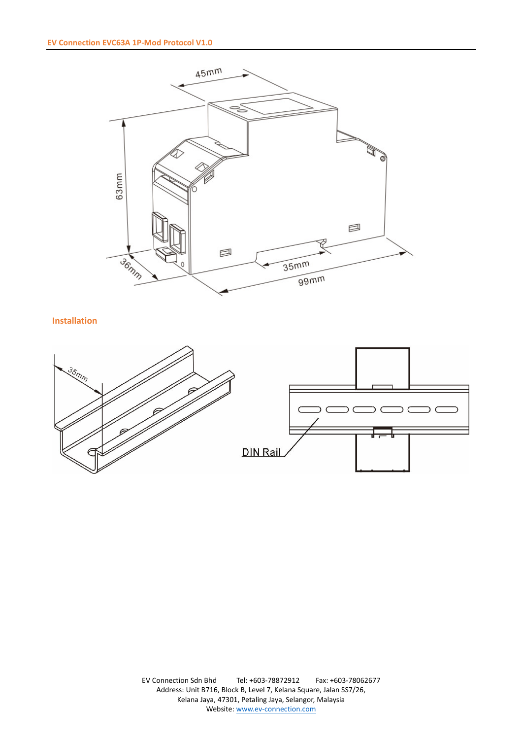45mm

63mm

36mm

35mm

99mm

## Installation

35mm

DIN Rail

EV Connection Sdn Bhd Tel: +603-78872912 Fax: +603-78062677
Address: Unit B716, Block B, Level 7, Kelana Square, Jalan SS7/26,
Kelana Jaya, 47301, Petaling Jaya, Selangor, Malaysia
Website: [www.ev-connection.com](http://www.ev-connection.com)